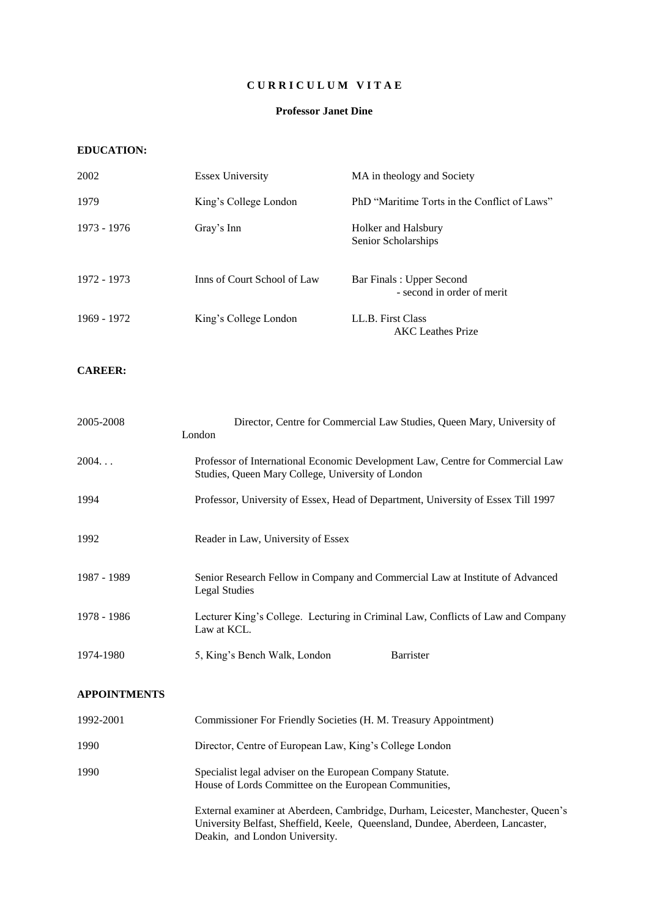# C U R R I C U L U M V I T A E

## Professor Janet Dine

### EDUCATION:

| | | |
|---|---|---|
| 2002 | Essex University | MA in theology and Society |
| 1979 | King's College London | PhD "Maritime Torts in the Conflict of Laws" |
| 1973 - 1976 | Gray's Inn | Holker and Halsbury Senior Scholarships |
| 1972 - 1973 | Inns of Court School of Law | Bar Finals : Upper Second - second in order of merit |
| 1969 - 1972 | King's College London | LL.B. First Class AKC Leathes Prize |

### CAREER:

| | |
|---|---|
| 2005-2008 | Director, Centre for Commercial Law Studies, Queen Mary, University of London |
| 2004. . . | Professor of International Economic Development Law, Centre for Commercial Law Studies, Queen Mary College, University of London |
| 1994 | Professor, University of Essex, Head of Department, University of Essex Till 1997 |
| 1992 | Reader in Law, University of Essex |
| 1987 - 1989 | Senior Research Fellow in Company and Commercial Law at Institute of Advanced Legal Studies |
| 1978 - 1986 | Lecturer King's College. Lecturing in Criminal Law, Conflicts of Law and Company Law at KCL. |
| 1974-1980 | 5, King's Bench Walk, London Barrister |

### APPOINTMENTS

| | |
|---|---|
| 1992-2001 | Commissioner For Friendly Societies (H. M. Treasury Appointment) |
| 1990 | Director, Centre of European Law, King's College London |
| 1990 | Specialist legal adviser on the European Company Statute. House of Lords Committee on the European Communities, |
| | External examiner at Aberdeen, Cambridge, Durham, Leicester, Manchester, Queen's University Belfast, Sheffield, Keele, Queensland, Dundee, Aberdeen, Lancaster, Deakin, and London University. |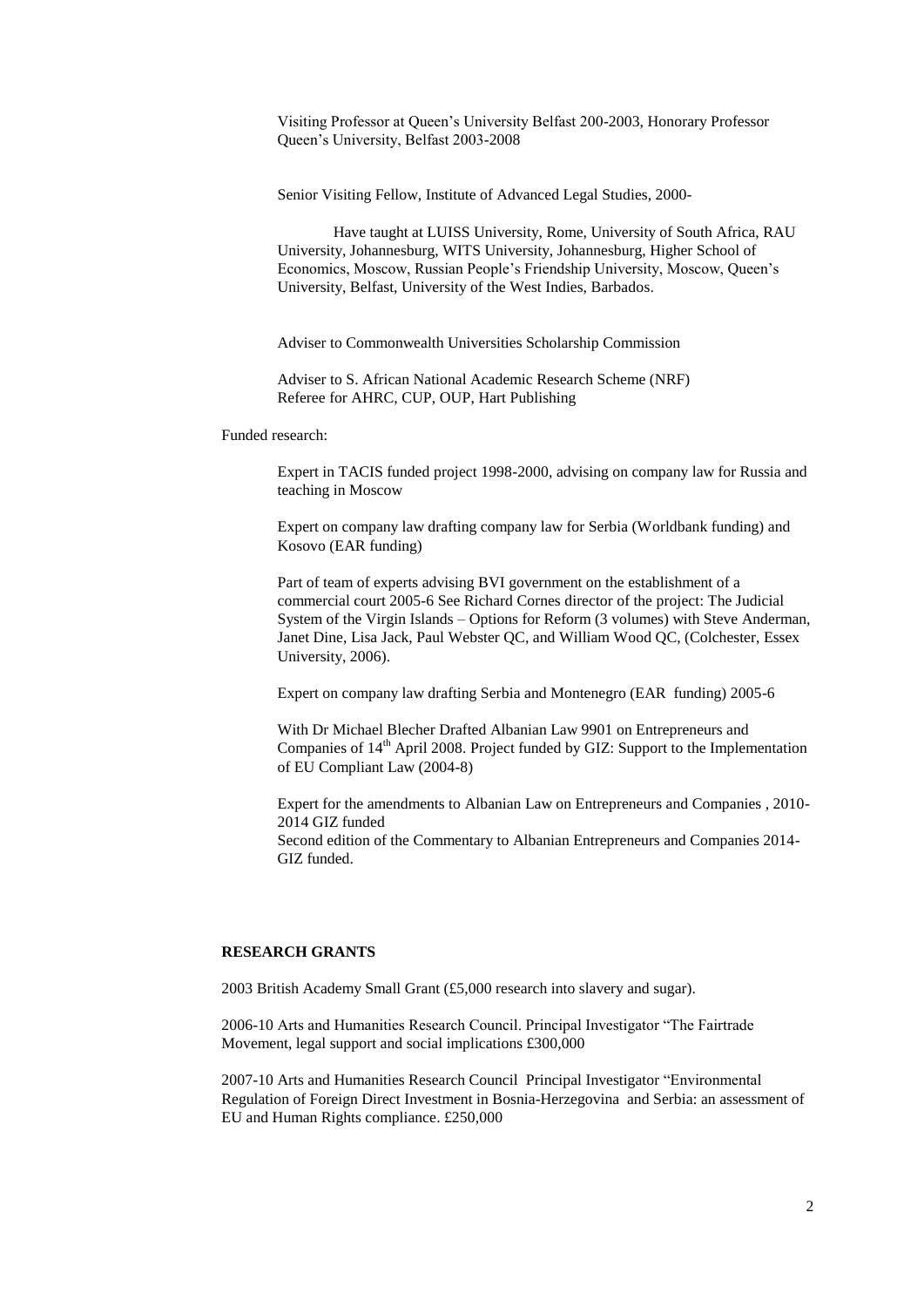Visiting Professor at Queen's University Belfast 200-2003, Honorary Professor Queen's University, Belfast 2003-2008

Senior Visiting Fellow, Institute of Advanced Legal Studies, 2000-

Have taught at LUISS University, Rome, University of South Africa, RAU University, Johannesburg, WITS University, Johannesburg, Higher School of Economics, Moscow, Russian People's Friendship University, Moscow, Queen's University, Belfast, University of the West Indies, Barbados.

Adviser to Commonwealth Universities Scholarship Commission

Adviser to S. African National Academic Research Scheme (NRF)
Referee for AHRC, CUP, OUP, Hart Publishing

Funded research:

Expert in TACIS funded project 1998-2000, advising on company law for Russia and teaching in Moscow

Expert on company law drafting company law for Serbia (Worldbank funding) and Kosovo (EAR funding)

Part of team of experts advising BVI government on the establishment of a commercial court 2005-6 See Richard Cornes director of the project: The Judicial System of the Virgin Islands – Options for Reform (3 volumes) with Steve Anderman, Janet Dine, Lisa Jack, Paul Webster QC, and William Wood QC, (Colchester, Essex University, 2006).

Expert on company law drafting Serbia and Montenegro (EAR funding) 2005-6

With Dr Michael Blecher Drafted Albanian Law 9901 on Entrepreneurs and Companies of 14th April 2008. Project funded by GIZ: Support to the Implementation of EU Compliant Law (2004-8)

Expert for the amendments to Albanian Law on Entrepreneurs and Companies , 2010-2014 GIZ funded
Second edition of the Commentary to Albanian Entrepreneurs and Companies 2014- GIZ funded.

**RESEARCH GRANTS**

2003 British Academy Small Grant (£5,000 research into slavery and sugar).

2006-10 Arts and Humanities Research Council. Principal Investigator "The Fairtrade Movement, legal support and social implications £300,000

2007-10 Arts and Humanities Research Council Principal Investigator "Environmental Regulation of Foreign Direct Investment in Bosnia-Herzegovina and Serbia: an assessment of EU and Human Rights compliance. £250,000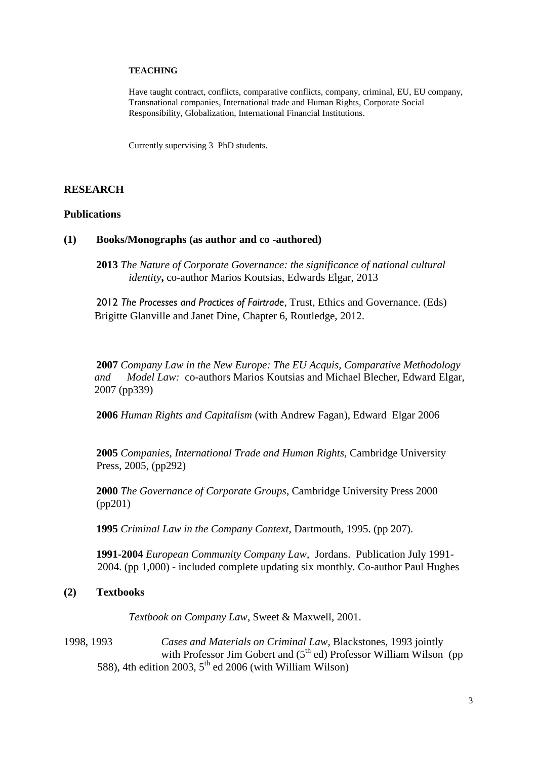**TEACHING**

Have taught contract, conflicts, comparative conflicts, company, criminal, EU, EU company, Transnational companies, International trade and Human Rights, Corporate Social Responsibility, Globalization, International Financial Institutions.

Currently supervising 3 PhD students.

## RESEARCH

### Publications

#### (1) Books/Monographs (as author and co -authored)

**2013** *The Nature of Corporate Governance: the significance of national cultural identity***,** co-author Marios Koutsias, Edwards Elgar, 2013

2012 *The Processes and Practices of Fairtrade*, Trust, Ethics and Governance. (Eds) Brigitte Glanville and Janet Dine, Chapter 6, Routledge, 2012.

**2007** *Company Law in the New Europe: The EU Acquis, Comparative Methodology and Model Law:* co-authors Marios Koutsias and Michael Blecher, Edward Elgar, 2007 (pp339)

**2006** *Human Rights and Capitalism* (with Andrew Fagan), Edward Elgar 2006

**2005** *Companies, International Trade and Human Rights*, Cambridge University Press, 2005, (pp292)

**2000** *The Governance of Corporate Groups*, Cambridge University Press 2000 (pp201)

**1995** *Criminal Law in the Company Context*, Dartmouth, 1995. (pp 207).

**1991-2004** *European Community Company Law*, Jordans. Publication July 1991-2004. (pp 1,000) - included complete updating six monthly. Co-author Paul Hughes

#### (2) Textbooks

*Textbook on Company Law*, Sweet & Maxwell, 2001.

1998, 1993 *Cases and Materials on Criminal Law*, Blackstones, 1993 jointly with Professor Jim Gobert and (5th ed) Professor William Wilson (pp 588), 4th edition 2003, 5th ed 2006 (with William Wilson)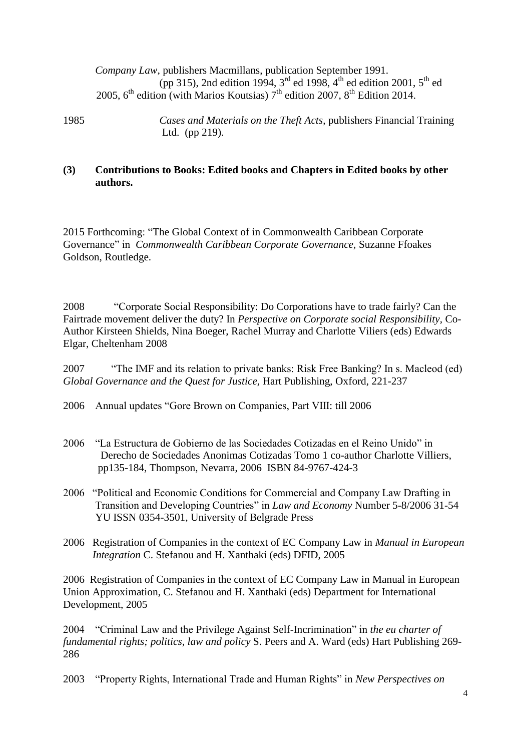*Company Law*, publishers Macmillans, publication September 1991. (pp 315), 2nd edition 1994, 3rd ed 1998, 4th ed edition 2001, 5th ed 2005, 6th edition (with Marios Koutsias) 7th edition 2007, 8th Edition 2014.

1985 *Cases and Materials on the Theft Acts*, publishers Financial Training Ltd. (pp 219).

### (3) Contributions to Books: Edited books and Chapters in Edited books by other authors.

2015 Forthcoming: "The Global Context of in Commonwealth Caribbean Corporate Governance" in *Commonwealth Caribbean Corporate Governance,* Suzanne Ffoakes Goldson, Routledge.

2008 "Corporate Social Responsibility: Do Corporations have to trade fairly? Can the Fairtrade movement deliver the duty? In *Perspective on Corporate social Responsibility*, Co-Author Kirsteen Shields, Nina Boeger, Rachel Murray and Charlotte Viliers (eds) Edwards Elgar, Cheltenham 2008

2007 "The IMF and its relation to private banks: Risk Free Banking? In s. Macleod (ed) *Global Governance and the Quest for Justice,* Hart Publishing, Oxford, 221-237

2006 Annual updates "Gore Brown on Companies, Part VIII: till 2006

2006 "La Estructura de Gobierno de las Sociedades Cotizadas en el Reino Unido" in Derecho de Sociedades Anonimas Cotizadas Tomo 1 co-author Charlotte Villiers, pp135-184, Thompson, Nevarra, 2006 ISBN 84-9767-424-3

2006 "Political and Economic Conditions for Commercial and Company Law Drafting in Transition and Developing Countries" in *Law and Economy* Number 5-8/2006 31-54 YU ISSN 0354-3501, University of Belgrade Press

2006 Registration of Companies in the context of EC Company Law in *Manual in European Integration* C. Stefanou and H. Xanthaki (eds) DFID, 2005

2006 Registration of Companies in the context of EC Company Law in Manual in European Union Approximation, C. Stefanou and H. Xanthaki (eds) Department for International Development, 2005

2004 "Criminal Law and the Privilege Against Self-Incrimination" in *the eu charter of fundamental rights; politics, law and policy* S. Peers and A. Ward (eds) Hart Publishing 269-286

2003 "Property Rights, International Trade and Human Rights" in *New Perspectives on*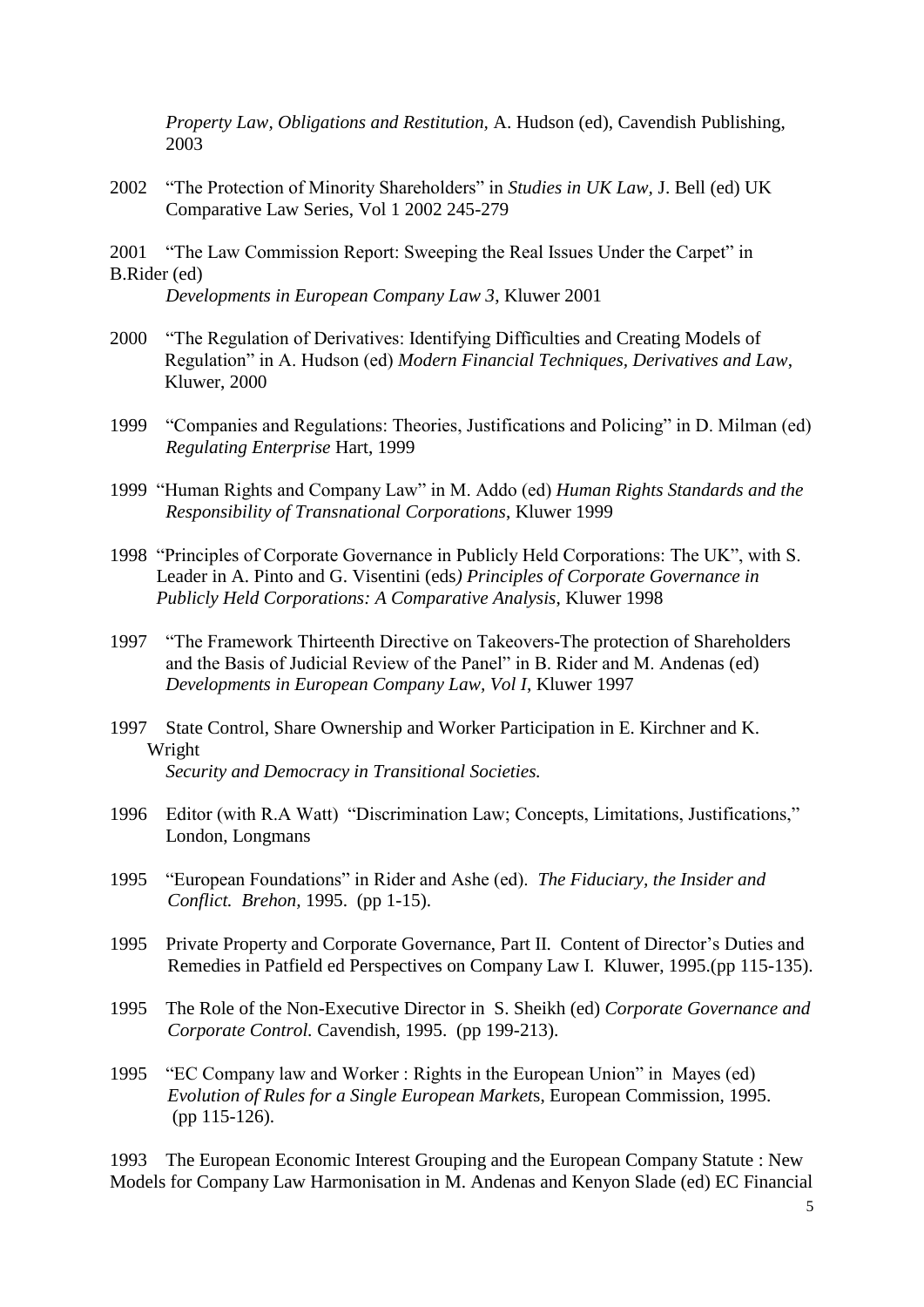*Property Law, Obligations and Restitution,* A. Hudson (ed), Cavendish Publishing, 2003

2002 "The Protection of Minority Shareholders" in *Studies in UK Law,* J. Bell (ed) UK Comparative Law Series, Vol 1 2002 245-279

2001 "The Law Commission Report: Sweeping the Real Issues Under the Carpet" in B.Rider (ed)
*Developments in European Company Law 3,* Kluwer 2001

2000 "The Regulation of Derivatives: Identifying Difficulties and Creating Models of Regulation" in A. Hudson (ed) *Modern Financial Techniques, Derivatives and Law*, Kluwer, 2000

1999 "Companies and Regulations: Theories, Justifications and Policing" in D. Milman (ed) *Regulating Enterprise* Hart, 1999

1999 "Human Rights and Company Law" in M. Addo (ed) *Human Rights Standards and the Responsibility of Transnational Corporations*, Kluwer 1999

1998 "Principles of Corporate Governance in Publicly Held Corporations: The UK", with S. Leader in A. Pinto and G. Visentini (eds*) Principles of Corporate Governance in Publicly Held Corporations: A Comparative Analysis*, Kluwer 1998

1997 "The Framework Thirteenth Directive on Takeovers-The protection of Shareholders and the Basis of Judicial Review of the Panel" in B. Rider and M. Andenas (ed) *Developments in European Company Law, Vol I*, Kluwer 1997

1997 State Control, Share Ownership and Worker Participation in E. Kirchner and K. Wright
*Security and Democracy in Transitional Societies.*

1996 Editor (with R.A Watt) "Discrimination Law; Concepts, Limitations, Justifications," London, Longmans

1995 "European Foundations" in Rider and Ashe (ed). *The Fiduciary, the Insider and Conflict. Brehon,* 1995. (pp 1-15).

1995 Private Property and Corporate Governance, Part II. Content of Director's Duties and Remedies in Patfield ed Perspectives on Company Law I. Kluwer, 1995.(pp 115-135).

1995 The Role of the Non-Executive Director in S. Sheikh (ed) *Corporate Governance and Corporate Control.* Cavendish, 1995. (pp 199-213).

1995 "EC Company law and Worker : Rights in the European Union" in Mayes (ed) *Evolution of Rules for a Single European Markets*, European Commission, 1995. (pp 115-126).

1993 The European Economic Interest Grouping and the European Company Statute : New Models for Company Law Harmonisation in M. Andenas and Kenyon Slade (ed) EC Financial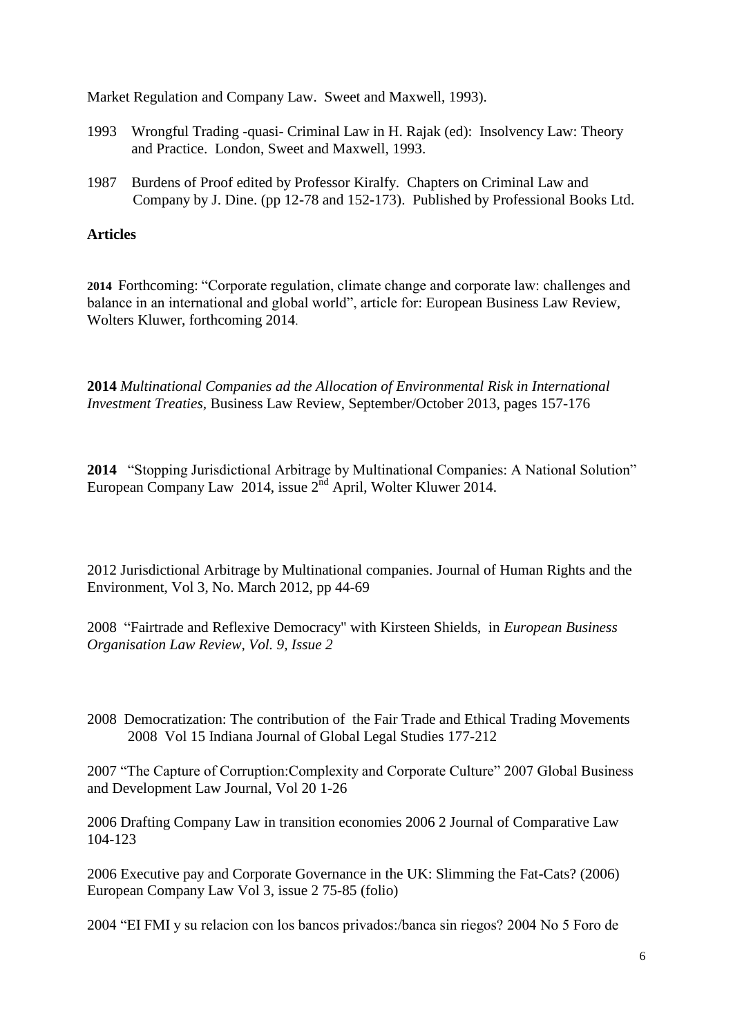Market Regulation and Company Law. Sweet and Maxwell, 1993).

1993 Wrongful Trading -quasi- Criminal Law in H. Rajak (ed): Insolvency Law: Theory and Practice. London, Sweet and Maxwell, 1993.

1987 Burdens of Proof edited by Professor Kiralfy. Chapters on Criminal Law and Company by J. Dine. (pp 12-78 and 152-173). Published by Professional Books Ltd.

**Articles**

**2014** Forthcoming: "Corporate regulation, climate change and corporate law: challenges and balance in an international and global world", article for: European Business Law Review, Wolters Kluwer, forthcoming 2014.

**2014** *Multinational Companies ad the Allocation of Environmental Risk in International Investment Treaties*, Business Law Review, September/October 2013, pages 157-176

**2014** "Stopping Jurisdictional Arbitrage by Multinational Companies: A National Solution" European Company Law 2014, issue 2nd April, Wolter Kluwer 2014.

2012 Jurisdictional Arbitrage by Multinational companies. Journal of Human Rights and the Environment, Vol 3, No. March 2012, pp 44-69

2008 "Fairtrade and Reflexive Democracy" with Kirsteen Shields, in *European Business Organisation Law Review, Vol. 9, Issue 2*

2008 Democratization: The contribution of the Fair Trade and Ethical Trading Movements 2008 Vol 15 Indiana Journal of Global Legal Studies 177-212

2007 "The Capture of Corruption:Complexity and Corporate Culture" 2007 Global Business and Development Law Journal, Vol 20 1-26

2006 Drafting Company Law in transition economies 2006 2 Journal of Comparative Law 104-123

2006 Executive pay and Corporate Governance in the UK: Slimming the Fat-Cats? (2006) European Company Law Vol 3, issue 2 75-85 (folio)

2004 "EI FMI y su relacion con los bancos privados:/banca sin riegos? 2004 No 5 Foro de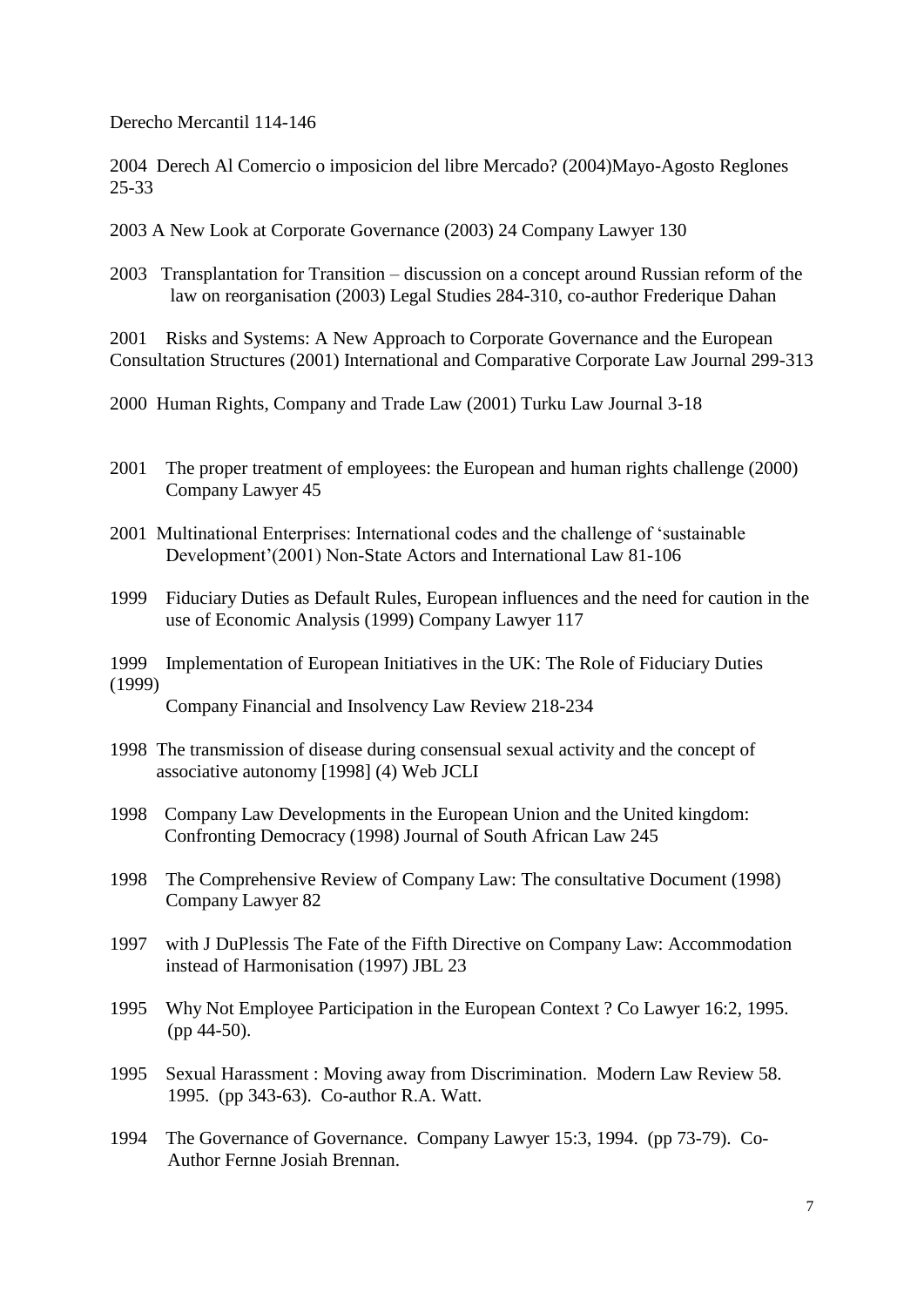Derecho Mercantil 114-146

2004 Derech Al Comercio o imposicion del libre Mercado? (2004)Mayo-Agosto Reglones 25-33

2003 A New Look at Corporate Governance (2003) 24 Company Lawyer 130

2003 Transplantation for Transition – discussion on a concept around Russian reform of the law on reorganisation (2003) Legal Studies 284-310, co-author Frederique Dahan

2001 Risks and Systems: A New Approach to Corporate Governance and the European Consultation Structures (2001) International and Comparative Corporate Law Journal 299-313

2000 Human Rights, Company and Trade Law (2001) Turku Law Journal 3-18

2001 The proper treatment of employees: the European and human rights challenge (2000) Company Lawyer 45

2001 Multinational Enterprises: International codes and the challenge of 'sustainable Development'(2001) Non-State Actors and International Law 81-106

1999 Fiduciary Duties as Default Rules, European influences and the need for caution in the use of Economic Analysis (1999) Company Lawyer 117

1999 Implementation of European Initiatives in the UK: The Role of Fiduciary Duties (1999)
Company Financial and Insolvency Law Review 218-234

1998 The transmission of disease during consensual sexual activity and the concept of associative autonomy [1998] (4) Web JCLI

1998 Company Law Developments in the European Union and the United kingdom: Confronting Democracy (1998) Journal of South African Law 245

1998 The Comprehensive Review of Company Law: The consultative Document (1998) Company Lawyer 82

1997 with J DuPlessis The Fate of the Fifth Directive on Company Law: Accommodation instead of Harmonisation (1997) JBL 23

1995 Why Not Employee Participation in the European Context ? Co Lawyer 16:2, 1995. (pp 44-50).

1995 Sexual Harassment : Moving away from Discrimination. Modern Law Review 58. 1995. (pp 343-63). Co-author R.A. Watt.

1994 The Governance of Governance. Company Lawyer 15:3, 1994. (pp 73-79). Co-Author Fernne Josiah Brennan.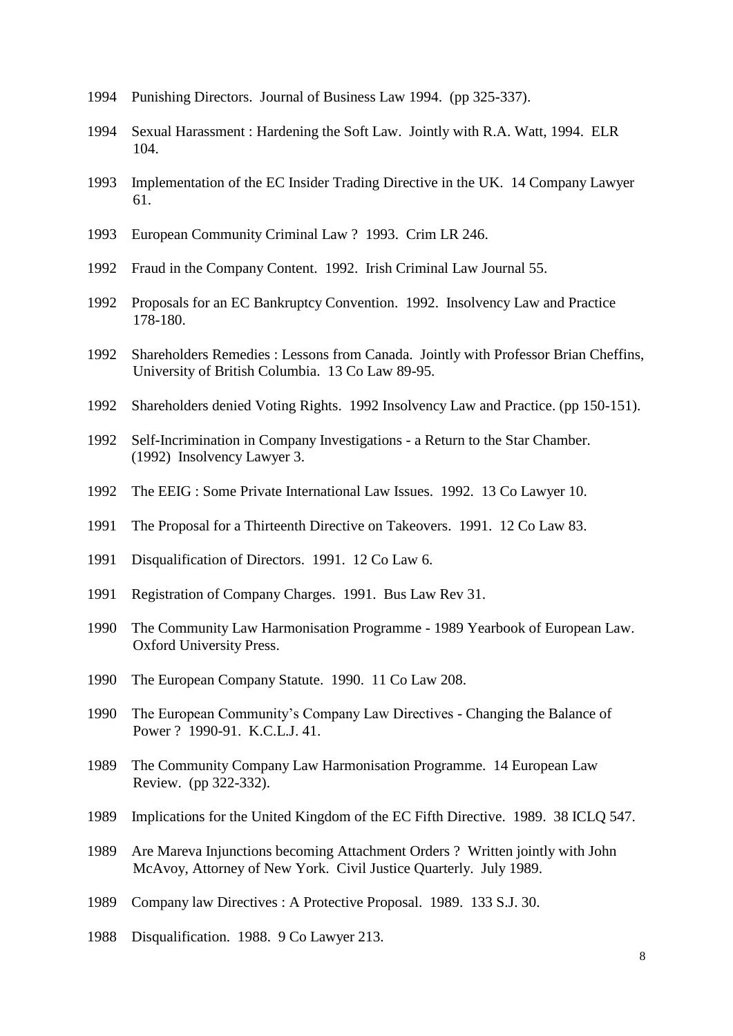1994 Punishing Directors. Journal of Business Law 1994. (pp 325-337).

1994 Sexual Harassment : Hardening the Soft Law. Jointly with R.A. Watt, 1994. ELR 104.

1993 Implementation of the EC Insider Trading Directive in the UK. 14 Company Lawyer 61.

1993 European Community Criminal Law ? 1993. Crim LR 246.

1992 Fraud in the Company Content. 1992. Irish Criminal Law Journal 55.

1992 Proposals for an EC Bankruptcy Convention. 1992. Insolvency Law and Practice 178-180.

1992 Shareholders Remedies : Lessons from Canada. Jointly with Professor Brian Cheffins, University of British Columbia. 13 Co Law 89-95.

1992 Shareholders denied Voting Rights. 1992 Insolvency Law and Practice. (pp 150-151).

1992 Self-Incrimination in Company Investigations - a Return to the Star Chamber. (1992) Insolvency Lawyer 3.

1992 The EEIG : Some Private International Law Issues. 1992. 13 Co Lawyer 10.

1991 The Proposal for a Thirteenth Directive on Takeovers. 1991. 12 Co Law 83.

1991 Disqualification of Directors. 1991. 12 Co Law 6.

1991 Registration of Company Charges. 1991. Bus Law Rev 31.

1990 The Community Law Harmonisation Programme - 1989 Yearbook of European Law. Oxford University Press.

1990 The European Company Statute. 1990. 11 Co Law 208.

1990 The European Community's Company Law Directives - Changing the Balance of Power ? 1990-91. K.C.L.J. 41.

1989 The Community Company Law Harmonisation Programme. 14 European Law Review. (pp 322-332).

1989 Implications for the United Kingdom of the EC Fifth Directive. 1989. 38 ICLQ 547.

1989 Are Mareva Injunctions becoming Attachment Orders ? Written jointly with John McAvoy, Attorney of New York. Civil Justice Quarterly. July 1989.

1989 Company law Directives : A Protective Proposal. 1989. 133 S.J. 30.

1988 Disqualification. 1988. 9 Co Lawyer 213.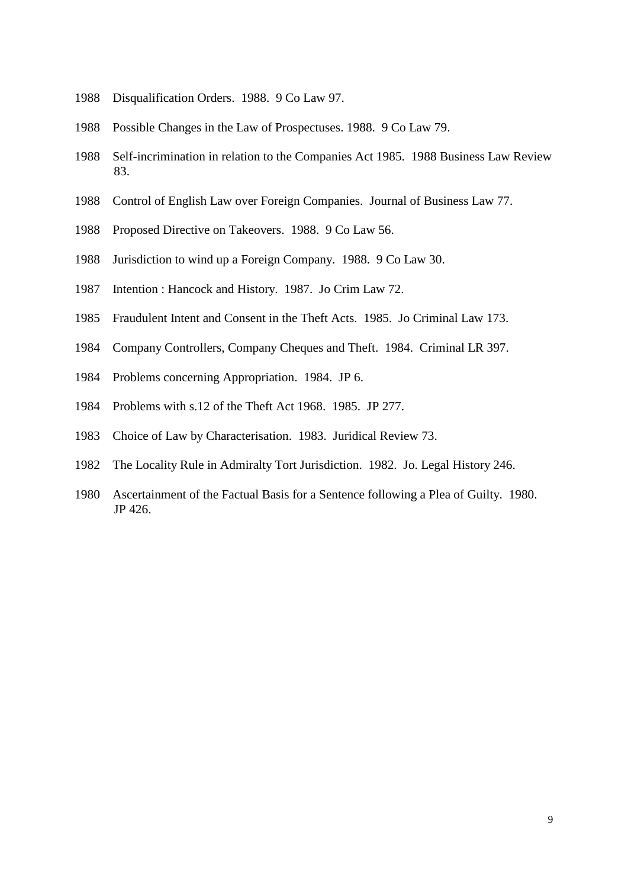1988 Disqualification Orders. 1988. 9 Co Law 97.

1988 Possible Changes in the Law of Prospectuses. 1988. 9 Co Law 79.

1988 Self-incrimination in relation to the Companies Act 1985. 1988 Business Law Review 83.

1988 Control of English Law over Foreign Companies. Journal of Business Law 77.

1988 Proposed Directive on Takeovers. 1988. 9 Co Law 56.

1988 Jurisdiction to wind up a Foreign Company. 1988. 9 Co Law 30.

1987 Intention : Hancock and History. 1987. Jo Crim Law 72.

1985 Fraudulent Intent and Consent in the Theft Acts. 1985. Jo Criminal Law 173.

1984 Company Controllers, Company Cheques and Theft. 1984. Criminal LR 397.

1984 Problems concerning Appropriation. 1984. JP 6.

1984 Problems with s.12 of the Theft Act 1968. 1985. JP 277.

1983 Choice of Law by Characterisation. 1983. Juridical Review 73.

1982 The Locality Rule in Admiralty Tort Jurisdiction. 1982. Jo. Legal History 246.

1980 Ascertainment of the Factual Basis for a Sentence following a Plea of Guilty. 1980. JP 426.